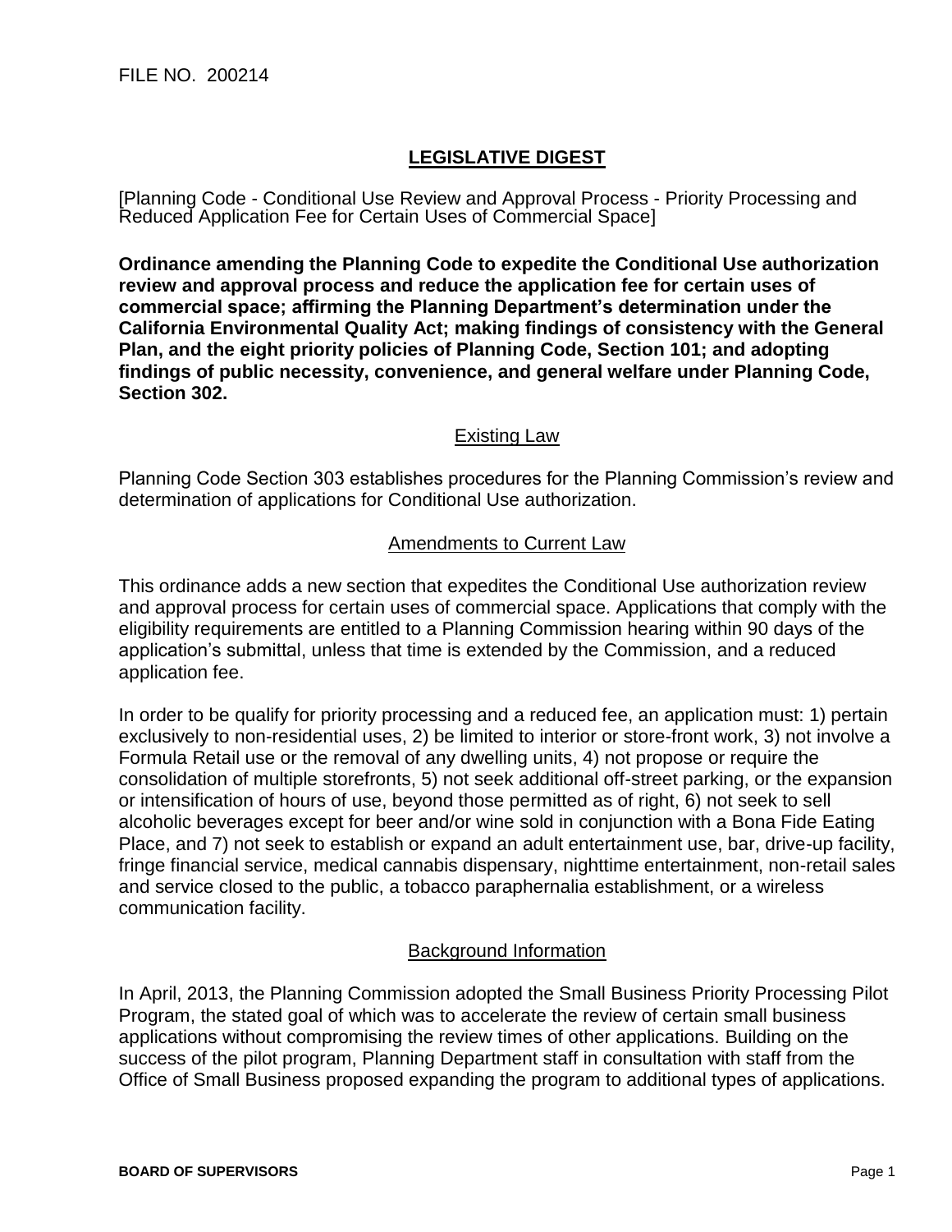FILE NO. 200214

# LEGISLATIVE DIGEST

[Planning Code - Conditional Use Review and Approval Process - Priority Processing and Reduced Application Fee for Certain Uses of Commercial Space]

**Ordinance amending the Planning Code to expedite the Conditional Use authorization review and approval process and reduce the application fee for certain uses of commercial space; affirming the Planning Department's determination under the California Environmental Quality Act; making findings of consistency with the General Plan, and the eight priority policies of Planning Code, Section 101; and adopting findings of public necessity, convenience, and general welfare under Planning Code, Section 302.**

## Existing Law

Planning Code Section 303 establishes procedures for the Planning Commission's review and determination of applications for Conditional Use authorization.

## Amendments to Current Law

This ordinance adds a new section that expedites the Conditional Use authorization review and approval process for certain uses of commercial space. Applications that comply with the eligibility requirements are entitled to a Planning Commission hearing within 90 days of the application's submittal, unless that time is extended by the Commission, and a reduced application fee.

In order to be qualify for priority processing and a reduced fee, an application must: 1) pertain exclusively to non-residential uses, 2) be limited to interior or store-front work, 3) not involve a Formula Retail use or the removal of any dwelling units, 4) not propose or require the consolidation of multiple storefronts, 5) not seek additional off-street parking, or the expansion or intensification of hours of use, beyond those permitted as of right, 6) not seek to sell alcoholic beverages except for beer and/or wine sold in conjunction with a Bona Fide Eating Place, and 7) not seek to establish or expand an adult entertainment use, bar, drive-up facility, fringe financial service, medical cannabis dispensary, nighttime entertainment, non-retail sales and service closed to the public, a tobacco paraphernalia establishment, or a wireless communication facility.

## Background Information

In April, 2013, the Planning Commission adopted the Small Business Priority Processing Pilot Program, the stated goal of which was to accelerate the review of certain small business applications without compromising the review times of other applications. Building on the success of the pilot program, Planning Department staff in consultation with staff from the Office of Small Business proposed expanding the program to additional types of applications.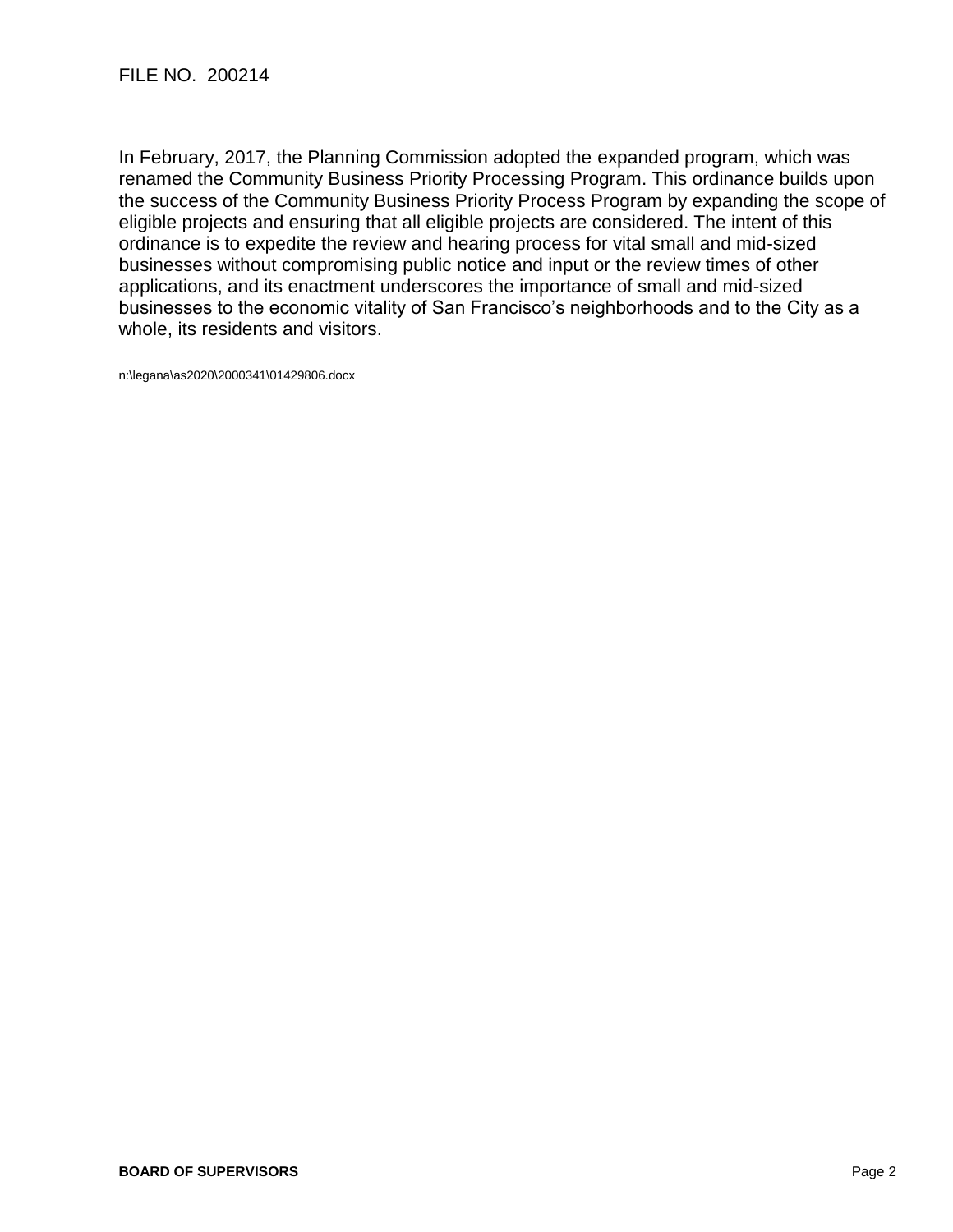In February, 2017, the Planning Commission adopted the expanded program, which was renamed the Community Business Priority Processing Program. This ordinance builds upon the success of the Community Business Priority Process Program by expanding the scope of eligible projects and ensuring that all eligible projects are considered. The intent of this ordinance is to expedite the review and hearing process for vital small and mid-sized businesses without compromising public notice and input or the review times of other applications, and its enactment underscores the importance of small and mid-sized businesses to the economic vitality of San Francisco's neighborhoods and to the City as a whole, its residents and visitors.

n:\legana\as2020\2000341\01429806.docx